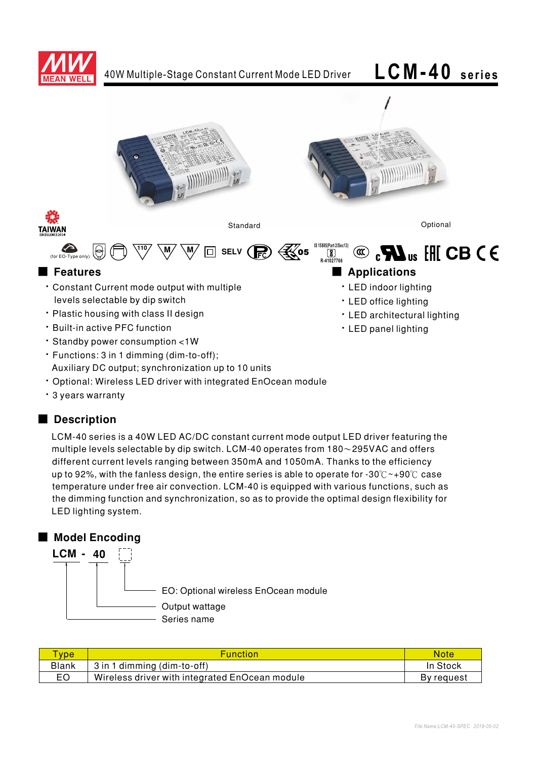# 40W Multiple-Stage Constant Current Mode LED Driver

# LCM-40 series

Standard

Optional

(for EO-Type only)

SELV

IS 15885(Part 2/Sec13)
R-41027766

## Features

- Constant Current mode output with multiple levels selectable by dip switch
- Plastic housing with class II design
- Built-in active PFC function
- Standby power consumption <1W
- Functions: 3 in 1 dimming (dim-to-off); Auxiliary DC output; synchronization up to 10 units
- Optional: Wireless LED driver with integrated EnOcean module
- 3 years warranty

## Applications

- LED indoor lighting
- LED office lighting
- LED architectural lighting
- LED panel lighting

## Description

LCM-40 series is a 40W LED AC/DC constant current mode output LED driver featuring the multiple levels selectable by dip switch. LCM-40 operates from 180～295VAC and offers different current levels ranging between 350mA and 1050mA. Thanks to the efficiency up to 92%, with the fanless design, the entire series is able to operate for -30℃~+90℃ case temperature under free air convection. LCM-40 is equipped with various functions, such as the dimming function and synchronization, so as to provide the optimal design flexibility for LED lighting system.

## Model Encoding

LCM - 40 [ ]

- [ ]: EO: Optional wireless EnOcean module
- 40: Output wattage
- LCM: Series name

| Type | Function | Note |
|---|---|---|
| Blank | 3 in 1 dimming (dim-to-off) | In Stock |
| EO | Wireless driver with integrated EnOcean module | By request |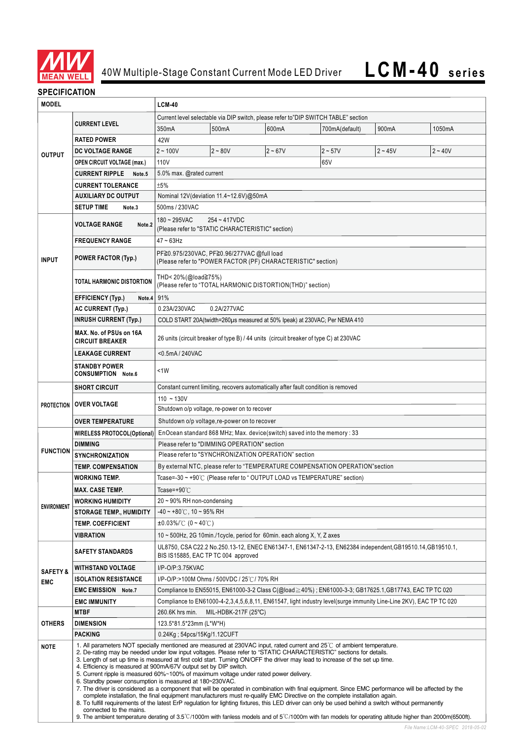# 40W Multiple-Stage Constant Current Mode LED Driver — LCM-40 series

## SPECIFICATION

| MODEL | | LCM-40 | | | | | |
|---|---|---|---|---|---|---|---|
| OUTPUT | CURRENT LEVEL | Current level selectable via DIP switch, please refer to"DIP SWITCH TABLE" section | | | | | |
| | | 350mA | 500mA | 600mA | 700mA(default) | 900mA | 1050mA |
| | RATED POWER | 42W | | | | | |
| | DC VOLTAGE RANGE | 2 ~ 100V | 2 ~ 80V | 2 ~ 67V | 2 ~ 57V | 2 ~ 45V | 2 ~ 40V |
| | OPEN CIRCUIT VOLTAGE (max.) | 110V | | | 65V | | |
| | CURRENT RIPPLE Note.5 | 5.0% max. @rated current | | | | | |
| | CURRENT TOLERANCE | ±5% | | | | | |
| | AUXILIARY DC OUTPUT | Nominal 12V(deviation 11.4~12.6V)@50mA | | | | | |
| | SETUP TIME Note.3 | 500ms / 230VAC | | | | | |
| INPUT | VOLTAGE RANGE Note.2 | 180 ~ 295VAC 254 ~ 417VDC (Please refer to "STATIC CHARACTERISTIC" section) | | | | | |
| | FREQUENCY RANGE | 47 ~ 63Hz | | | | | |
| | POWER FACTOR (Typ.) | PF≧0.975/230VAC, PF≧0.96/277VAC @full load (Please refer to "POWER FACTOR (PF) CHARACTERISTIC" section) | | | | | |
| | TOTAL HARMONIC DISTORTION | THD< 20%(@load≧75%) (Please refer to "TOTAL HARMONIC DISTORTION(THD)" section) | | | | | |
| | EFFICIENCY (Typ.) Note.4 | 91% | | | | | |
| | AC CURRENT (Typ.) | 0.23A/230VAC 0.2A/277VAC | | | | | |
| | INRUSH CURRENT (Typ.) | COLD START 20A(twidth=260μs measured at 50% Ipeak) at 230VAC; Per NEMA 410 | | | | | |
| | MAX. No. of PSUs on 16A CIRCUIT BREAKER | 26 units (circuit breaker of type B) / 44 units (circuit breaker of type C) at 230VAC | | | | | |
| | LEAKAGE CURRENT | <0.5mA / 240VAC | | | | | |
| | STANDBY POWER CONSUMPTION Note.6 | <1W | | | | | |
| PROTECTION | SHORT CIRCUIT | Constant current limiting, recovers automatically after fault condition is removed | | | | | |
| | OVER VOLTAGE | 110 ~ 130V | | | | | |
| | | Shutdown o/p voltage, re-power on to recover | | | | | |
| | OVER TEMPERATURE | Shutdown o/p voltage,re-power on to recover | | | | | |
| FUNCTION | WIRELESS PROTOCOL(Optional) | EnOcean standard 868 MHz; Max. device(switch) saved into the memory : 33 | | | | | |
| | DIMMING | Please refer to "DIMMING OPERATION" section | | | | | |
| | SYNCHRONIZATION | Please refer to "SYNCHRONIZATION OPERATION" section | | | | | |
| | TEMP. COMPENSATION | By external NTC, please refer to "TEMPERATURE COMPENSATION OPERATION"section | | | | | |
| ENVIRONMENT | WORKING TEMP. | Tcase=-30 ~ +90℃ (Please refer to " OUTPUT LOAD vs TEMPERATURE" section) | | | | | |
| | MAX. CASE TEMP. | Tcase=+90℃ | | | | | |
| | WORKING HUMIDITY | 20 ~ 90% RH non-condensing | | | | | |
| | STORAGE TEMP., HUMIDITY | -40 ~ +80℃, 10 ~ 95% RH | | | | | |
| | TEMP. COEFFICIENT | ±0.03%/℃ (0 ~ 40℃) | | | | | |
| | VIBRATION | 10 ~ 500Hz, 2G 10min./1cycle, period for 60min. each along X, Y, Z axes | | | | | |
| SAFETY & EMC | SAFETY STANDARDS | UL8750, CSA C22.2 No.250.13-12, ENEC EN61347-1, EN61347-2-13, EN62384 independent,GB19510.14,GB19510.1, BIS IS15885, EAC TP TC 004 approved | | | | | |
| | WITHSTAND VOLTAGE | I/P-O/P:3.75KVAC | | | | | |
| | ISOLATION RESISTANCE | I/P-O/P:>100M Ohms / 500VDC / 25℃/ 70% RH | | | | | |
| | EMC EMISSION Note.7 | Compliance to EN55015, EN61000-3-2 Class C(@load≧40%) ; EN61000-3-3; GB17625.1,GB17743, EAC TP TC 020 | | | | | |
| | EMC IMMUNITY | Compliance to EN61000-4-2,3,4,5,6,8,11, EN61547, light industry level(surge immunity Line-Line 2KV), EAC TP TC 020 | | | | | |
| OTHERS | MTBF | 260.6K hrs min. MIL-HDBK-217F (25℃) | | | | | |
| | DIMENSION | 123.5*81.5*23mm (L*W*H) | | | | | |
| | PACKING | 0.24Kg ; 54pcs/15Kg/1.12CUFT | | | | | |

**NOTE**

1. All parameters NOT specially mentioned are measured at 230VAC input, rated current and 25℃ of ambient temperature.
2. De-rating may be needed under low input voltages. Please refer to "STATIC CHARACTERISTIC" sections for details.
3. Length of set up time is measured at first cold start. Turning ON/OFF the driver may lead to increase of the set up time.
4. Efficiency is measured at 900mA/67V output set by DIP switch.
5. Current ripple is measured 60%~100% of maximum voltage under rated power delivery.
6. Standby power consumption is measured at 180~230VAC.
7. The driver is considered as a component that will be operated in combination with final equipment. Since EMC performance will be affected by the complete installation, the final equipment manufacturers must re-qualify EMC Directive on the complete installation again.
8. To fulfill requirements of the latest ErP regulation for lighting fixtures, this LED driver can only be used behind a switch without permanently connected to the mains.
9. The ambient temperature derating of 3.5℃/1000m with fanless models and of 5℃/1000m with fan models for operating altitude higher than 2000m(6500ft).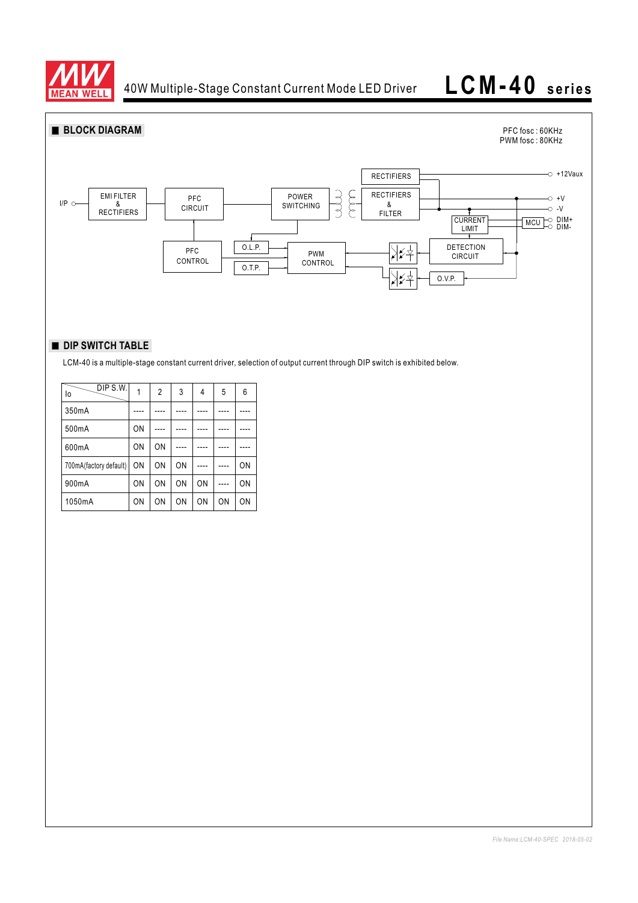## ■ BLOCK DIAGRAM

PFC fosc : 60KHz
PWM fosc : 80KHz

I/P — EMI FILTER & RECTIFIERS — PFC CIRCUIT — POWER SWITCHING — RECTIFIERS / RECTIFIERS & FILTER — +12Vaux, +V, -V

CURRENT LIMIT — MCU — DIM+, DIM-

PFC CONTROL, O.L.P., O.T.P., PWM CONTROL, DETECTION CIRCUIT, O.V.P.

## ■ DIP SWITCH TABLE

LCM-40 is a multiple-stage constant current driver, selection of output current through DIP switch is exhibited below.

| Io \ DIP S.W. | 1 | 2 | 3 | 4 | 5 | 6 |
|---|---|---|---|---|---|---|
| 350mA | ---- | ---- | ---- | ---- | ---- | ---- |
| 500mA | ON | ---- | ---- | ---- | ---- | ---- |
| 600mA | ON | ON | ---- | ---- | ---- | ---- |
| 700mA(factory default) | ON | ON | ON | ---- | ---- | ON |
| 900mA | ON | ON | ON | ON | ---- | ON |
| 1050mA | ON | ON | ON | ON | ON | ON |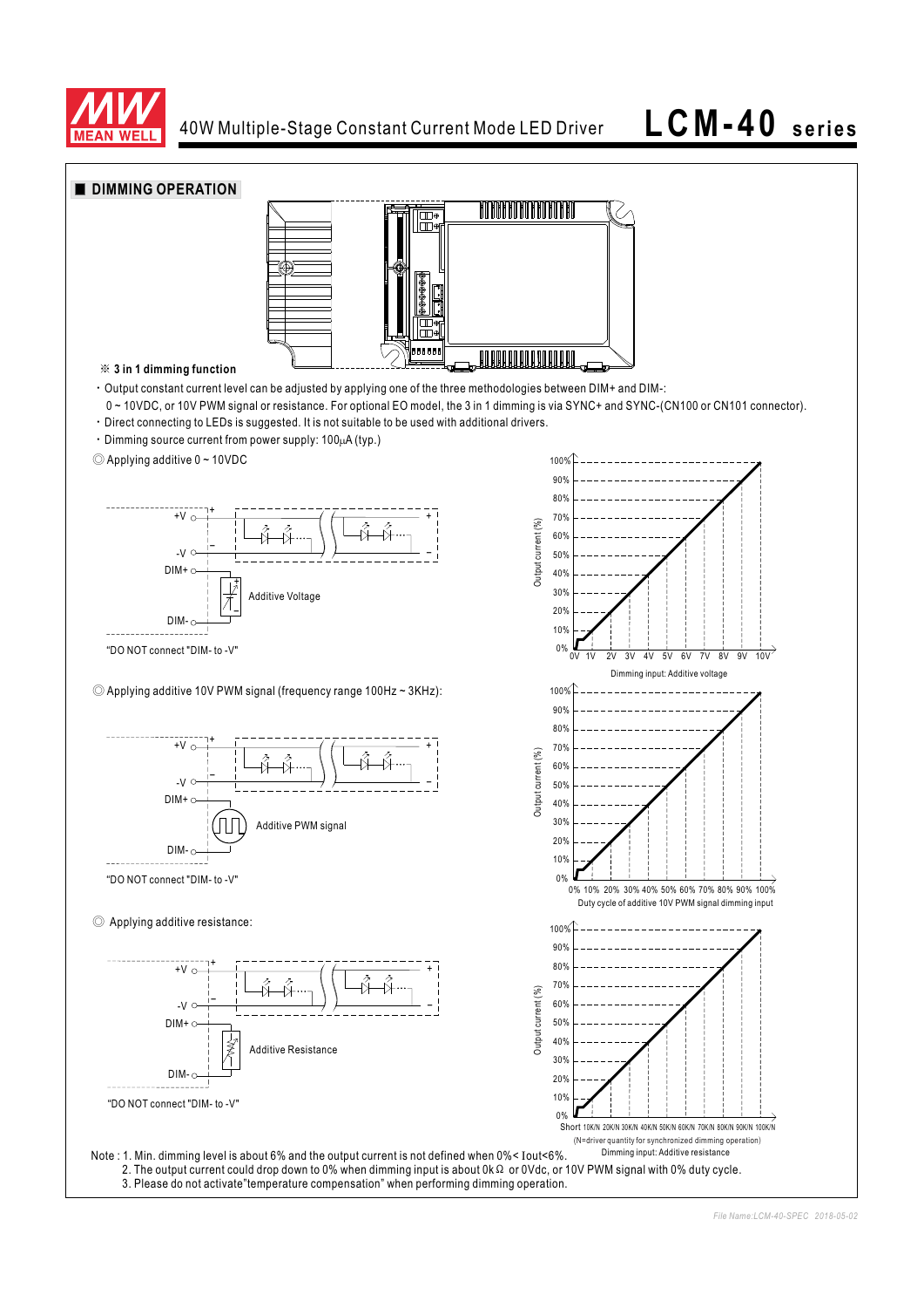## DIMMING OPERATION

※ **3 in 1 dimming function**

- Output constant current level can be adjusted by applying one of the three methodologies between DIM+ and DIM-: 0 ~ 10VDC, or 10V PWM signal or resistance. For optional EO model, the 3 in 1 dimming is via SYNC+ and SYNC-(CN100 or CN101 connector).
- Direct connecting to LEDs is suggested. It is not suitable to be used with additional drivers.
- Dimming source current from power supply: 100μA (typ.)

◎ Applying additive 0 ~ 10VDC

+V, -V, DIM+, DIM-, Additive Voltage

"DO NOT connect "DIM- to -V"

Output current (%): 0% – 100%

Dimming input: Additive voltage (0V – 10V)

◎ Applying additive 10V PWM signal (frequency range 100Hz ~ 3KHz):

+V, -V, DIM+, DIM-, Additive PWM signal

"DO NOT connect "DIM- to -V"

Output current (%): 0% – 100%

Duty cycle of additive 10V PWM signal dimming input (0% – 100%)

◎ Applying additive resistance:

+V, -V, DIM+, DIM-, Additive Resistance

"DO NOT connect "DIM- to -V"

Output current (%): 0% – 100%

Short 10K/N 20K/N 30K/N 40K/N 50K/N 60K/N 70K/N 80K/N 90K/N 100K/N

(N=driver quantity for synchronized dimming operation)

Dimming input: Additive resistance

Note : 1. Min. dimming level is about 6% and the output current is not defined when 0%< Iout<6%.
2. The output current could drop down to 0% when dimming input is about 0kΩ or 0Vdc, or 10V PWM signal with 0% duty cycle.
3. Please do not activate"temperature compensation" when performing dimming operation.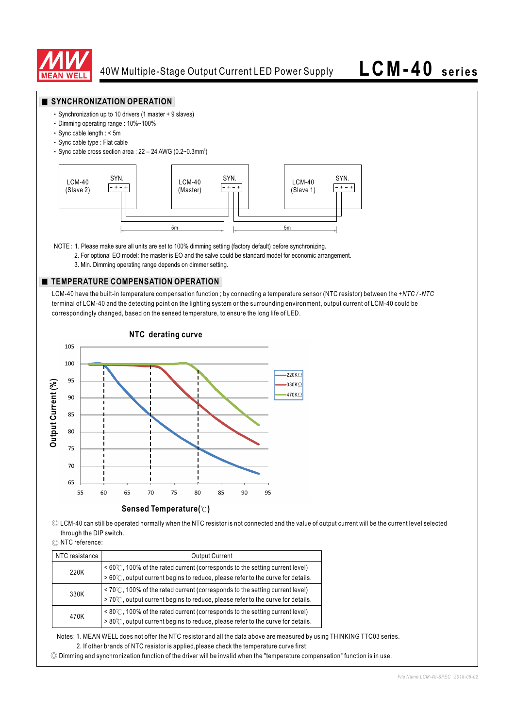## SYNCHRONIZATION OPERATION

- Synchronization up to 10 drivers (1 master + 9 slaves)
- Dimming operating range : 10%~100%
- Sync cable length : < 5m
- Sync cable type : Flat cable
- Sync cable cross section area : 22 – 24 AWG (0.2~0.3mm$^2$)

NOTE: 1. Please make sure all units are set to 100% dimming setting (factory default) before synchronizing.
2. For optional EO model: the master is EO and the salve could be standard model for economic arrangement.
3. Min. Dimming operating range depends on dimmer setting.

## TEMPERATURE COMPENSATION OPERATION

LCM-40 have the built-in temperature compensation function ; by connecting a temperature sensor (NTC resistor) between the *+NTC / -NTC* terminal of LCM-40 and the detecting point on the lighting system or the surrounding environment, output current of LCM-40 could be correspondingly changed, based on the sensed temperature, to ensure the long life of LED.

◎ LCM-40 can still be operated normally when the NTC resistor is not connected and the value of output current will be the current level selected through the DIP switch.

◎ NTC reference:

| NTC resistance | Output Current |
|---|---|
| 220K | < 60℃, 100% of the rated current (corresponds to the setting current level)<br>> 60℃, output current begins to reduce, please refer to the curve for details. |
| 330K | < 70℃, 100% of the rated current (corresponds to the setting current level)<br>> 70℃, output current begins to reduce, please refer to the curve for details. |
| 470K | < 80℃, 100% of the rated current (corresponds to the setting current level)<br>> 80℃, output current begins to reduce, please refer to the curve for details. |

Notes: 1. MEAN WELL does not offer the NTC resistor and all the data above are measured by using THINKING TTC03 series.
2. If other brands of NTC resistor is applied,please check the temperature curve first.

◎ Dimming and synchronization function of the driver will be invalid when the "temperature compensation" function is in use.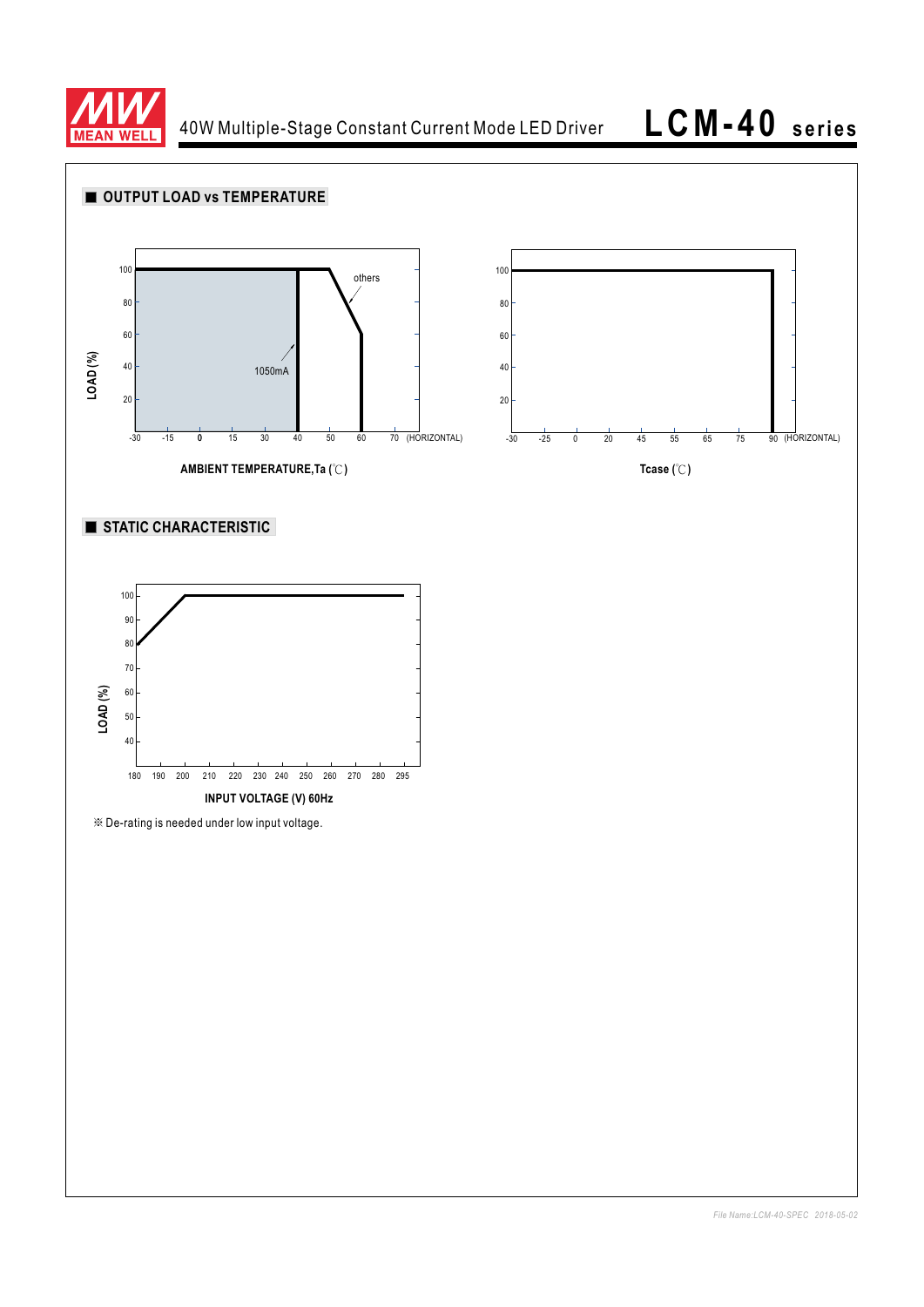## OUTPUT LOAD vs TEMPERATURE

LOAD (%)

100
80
60
40
20

-30 -15 0 15 30 40 50 60 70 (HORIZONTAL)

others

1050mA

AMBIENT TEMPERATURE,Ta (℃)

100
80
60
40
20

-30 -25 0 20 45 55 65 75 90 (HORIZONTAL)

Tcase (℃)

## STATIC CHARACTERISTIC

LOAD (%)

100
90
80
70
60
50
40

180 190 200 210 220 230 240 250 260 270 280 295

INPUT VOLTAGE (V) 60Hz

※ De-rating is needed under low input voltage.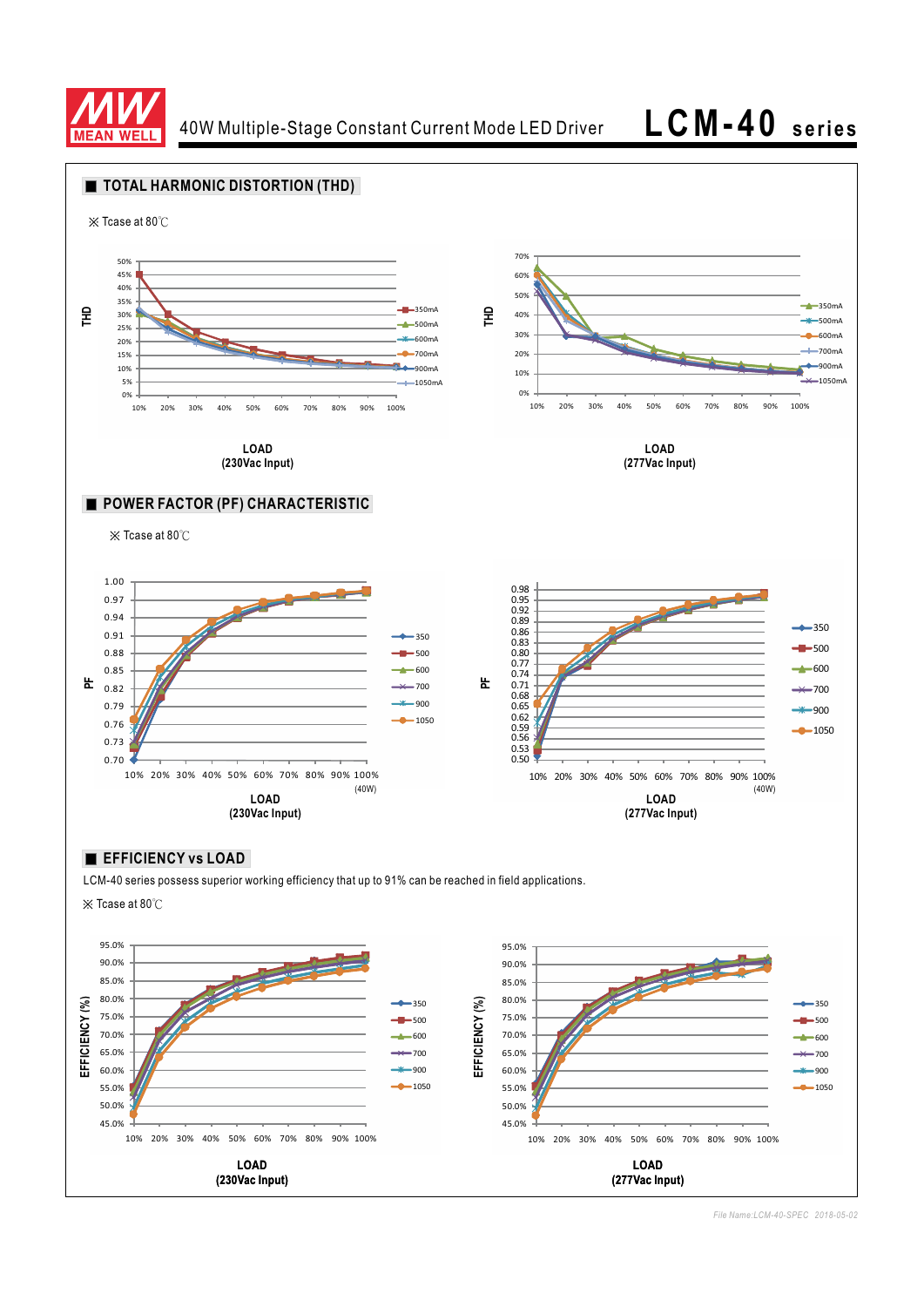## TOTAL HARMONIC DISTORTION (THD)

※ Tcase at 80℃

THD

LOAD
(230Vac Input)

THD

LOAD
(277Vac Input)

## POWER FACTOR (PF) CHARACTERISTIC

※ Tcase at 80℃

PF

LOAD
(230Vac Input)

PF

LOAD
(277Vac Input)

## EFFICIENCY vs LOAD

LCM-40 series possess superior working efficiency that up to 91% can be reached in field applications.

※ Tcase at 80℃

EFFICIENCY (%)

LOAD
(230Vac Input)

EFFICIENCY (%)

LOAD
(277Vac Input)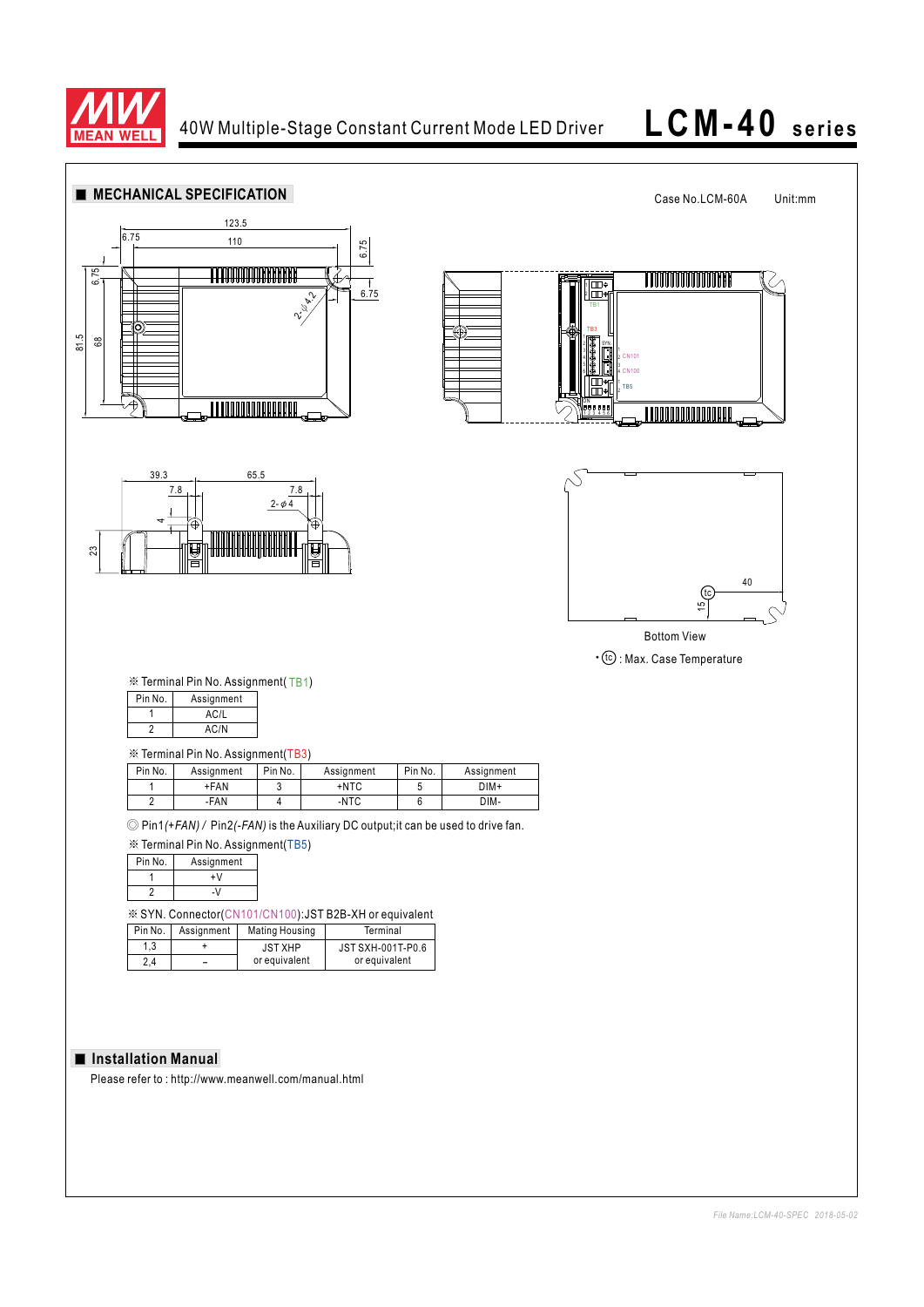## MECHANICAL SPECIFICATION

Case No.LCM-60A Unit:mm

Bottom View

• (tc) : Max. Case Temperature

※ Terminal Pin No. Assignment(TB1)

| Pin No. | Assignment |
|---|---|
| 1 | AC/L |
| 2 | AC/N |

※ Terminal Pin No. Assignment(TB3)

| Pin No. | Assignment | Pin No. | Assignment | Pin No. | Assignment |
|---|---|---|---|---|---|
| 1 | +FAN | 3 | +NTC | 5 | DIM+ |
| 2 | -FAN | 4 | -NTC | 6 | DIM- |

◎ Pin1*(+FAN)* / Pin2*(-FAN)* is the Auxiliary DC output;it can be used to drive fan.

※ Terminal Pin No. Assignment(TB5)

| Pin No. | Assignment |
|---|---|
| 1 | +V |
| 2 | -V |

※ SYN. Connector(CN101/CN100):JST B2B-XH or equivalent

| Pin No. | Assignment | Mating Housing | Terminal |
|---|---|---|---|
| 1,3 | + | JST XHP or equivalent | JST SXH-001T-P0.6 or equivalent |
| 2,4 | – | | |

## Installation Manual

Please refer to : http://www.meanwell.com/manual.html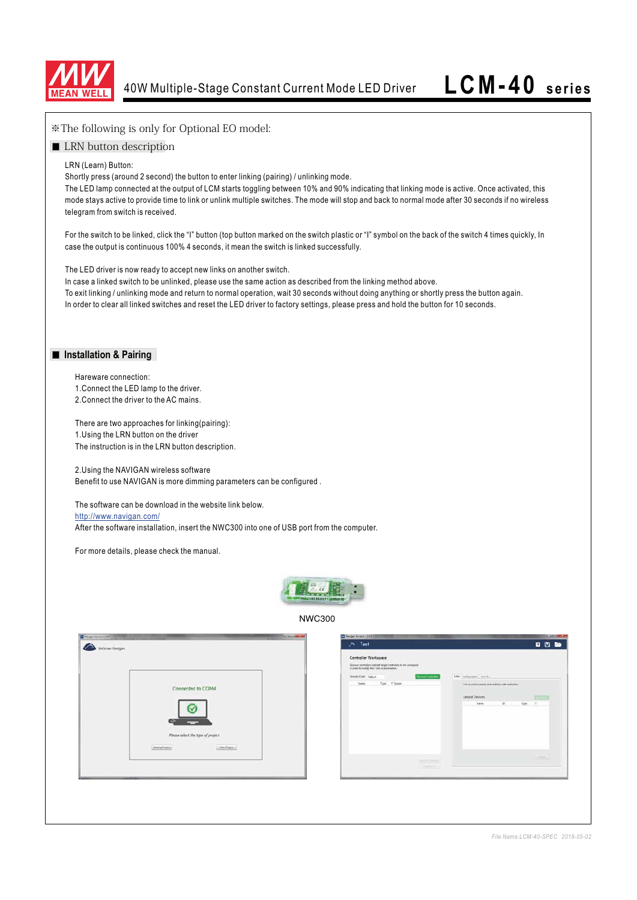※The following is only for Optional EO model:

## ■ LRN button description

LRN (Learn) Button:
Shortly press (around 2 second) the button to enter linking (pairing) / unlinking mode.
The LED lamp connected at the output of LCM starts toggling between 10% and 90% indicating that linking mode is active. Once activated, this mode stays active to provide time to link or unlink multiple switches. The mode will stop and back to normal mode after 30 seconds if no wireless telegram from switch is received.

For the switch to be linked, click the "I" button (top button marked on the switch plastic or "I" symbol on the back of the switch 4 times quickly, In case the output is continuous 100% 4 seconds, it mean the switch is linked successfully.

The LED driver is now ready to accept new links on another switch.
In case a linked switch to be unlinked, please use the same action as described from the linking method above.
To exit linking / unlinking mode and return to normal operation, wait 30 seconds without doing anything or shortly press the button again.
In order to clear all linked switches and reset the LED driver to factory settings, please press and hold the button for 10 seconds.

## ■ Installation & Pairing

Hareware connection:
1.Connect the LED lamp to the driver.
2.Connect the driver to the AC mains.

There are two approaches for linking(pairing):
1.Using the LRN button on the driver
The instruction is in the LRN button description.

2.Using the NAVIGAN wireless software
Benefit to use NAVIGAN is more dimming parameters can be configured .

The software can be download in the website link below.
http://www.navigan.com/
After the software installation, insert the NWC300 into one of USB port from the computer.

For more details, please check the manual.

NWC300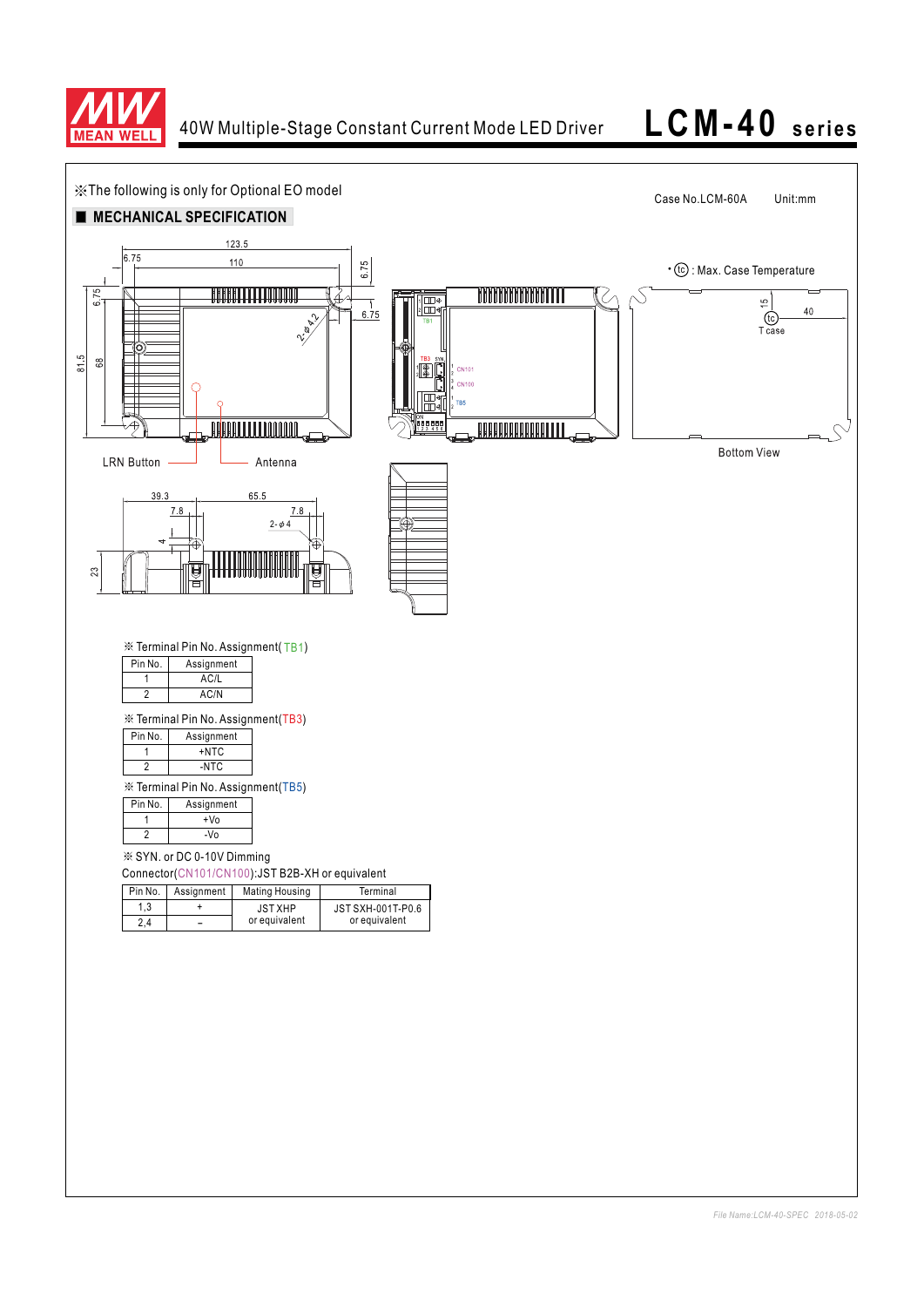※The following is only for Optional EO model

Case No.LCM-60A Unit:mm

## ■ MECHANICAL SPECIFICATION

123.5
6.75
110
6.75
6.75
2-φ4.2
6.75
81.5
68
LRN Button
Antenna

• (tc) : Max. Case Temperature

15
40
(tc)
T case

Bottom View

39.3
65.5
7.8
7.8
2-φ4
4
23

※ Terminal Pin No. Assignment(TB1)

| Pin No. | Assignment |
|---|---|
| 1 | AC/L |
| 2 | AC/N |

※ Terminal Pin No. Assignment(TB3)

| Pin No. | Assignment |
|---|---|
| 1 | +NTC |
| 2 | -NTC |

※ Terminal Pin No. Assignment(TB5)

| Pin No. | Assignment |
|---|---|
| 1 | +Vo |
| 2 | -Vo |

※ SYN. or DC 0-10V Dimming
Connector(CN101/CN100):JST B2B-XH or equivalent

| Pin No. | Assignment | Mating Housing | Terminal |
|---|---|---|---|
| 1,3 | + | JST XHP or equivalent | JST SXH-001T-P0.6 or equivalent |
| 2,4 | – | | |

File Name:LCM-40-SPEC 2018-05-02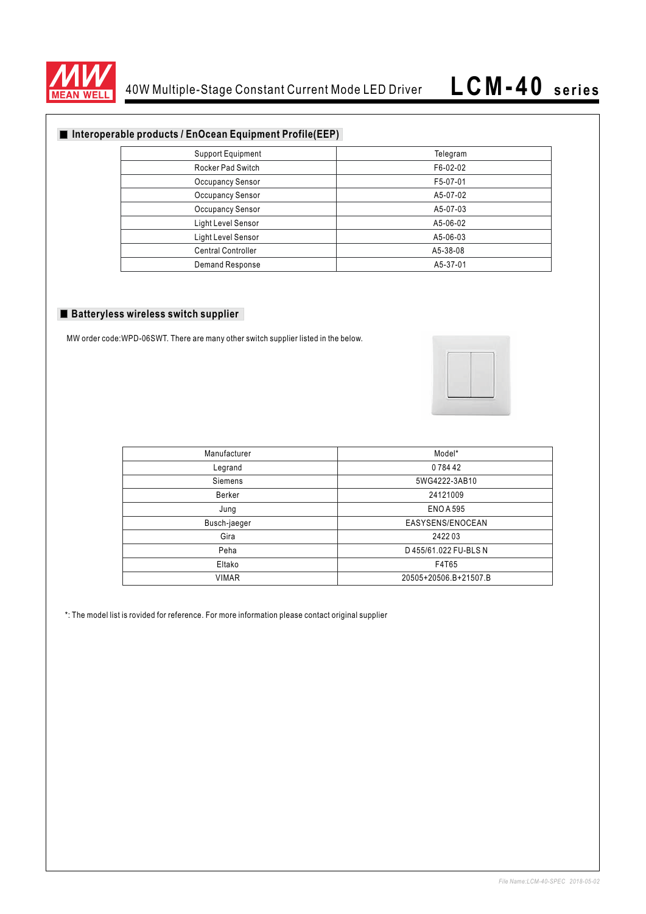## Interoperable products / EnOcean Equipment Profile(EEP)

| Support Equipment | Telegram |
|---|---|
| Rocker Pad Switch | F6-02-02 |
| Occupancy Sensor | F5-07-01 |
| Occupancy Sensor | A5-07-02 |
| Occupancy Sensor | A5-07-03 |
| Light Level Sensor | A5-06-02 |
| Light Level Sensor | A5-06-03 |
| Central Controller | A5-38-08 |
| Demand Response | A5-37-01 |

## Batteryless wireless switch supplier

MW order code:WPD-06SWT. There are many other switch supplier listed in the below.

| Manufacturer | Model* |
|---|---|
| Legrand | 0 784 42 |
| Siemens | 5WG4222-3AB10 |
| Berker | 24121009 |
| Jung | ENO A 595 |
| Busch-jaeger | EASYSENS/ENOCEAN |
| Gira | 2422 03 |
| Peha | D 455/61.022 FU-BLS N |
| Eltako | F4T65 |
| VIMAR | 20505+20506.B+21507.B |

*: The model list is rovided for reference. For more information please contact original supplier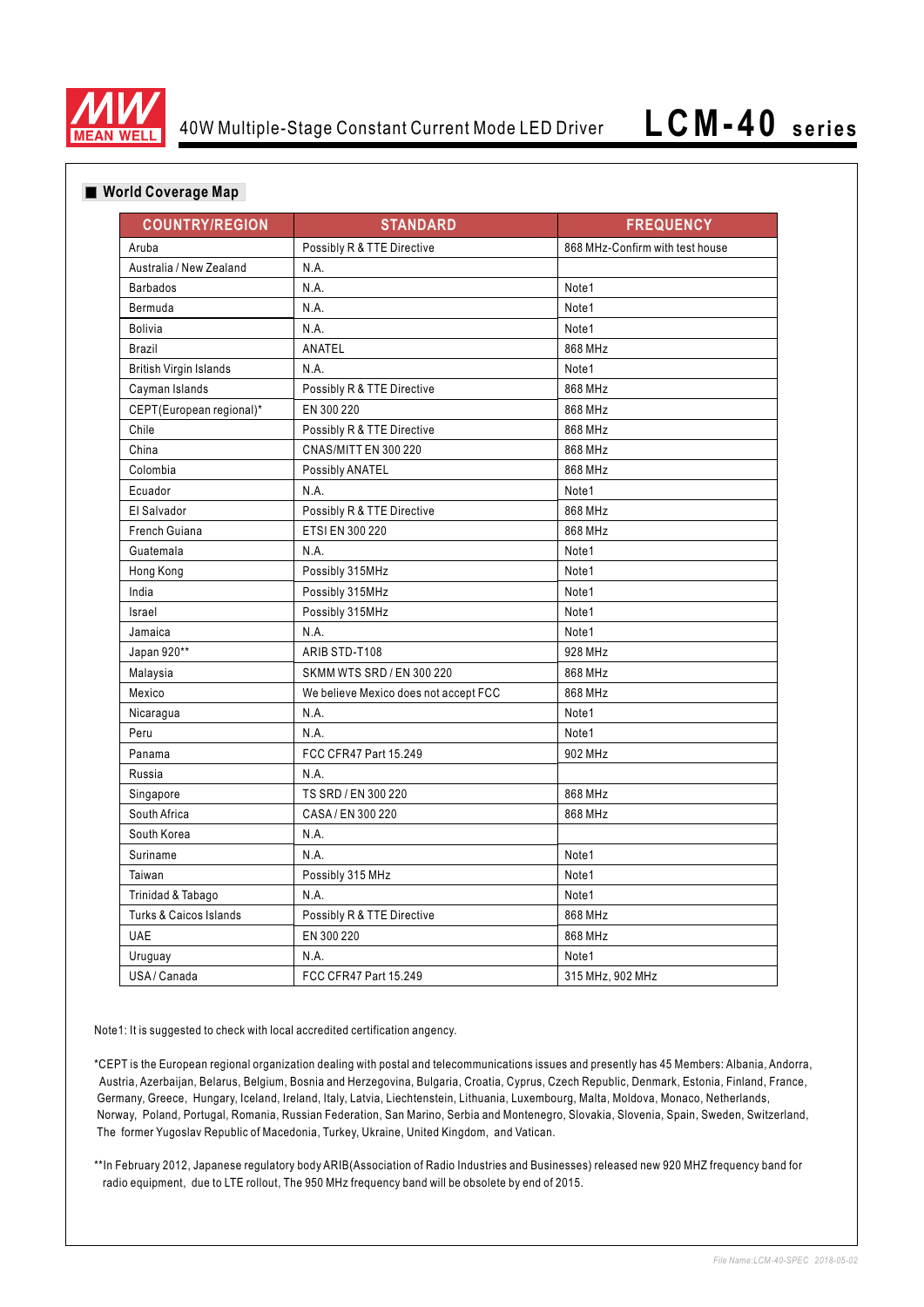## World Coverage Map

| COUNTRY/REGION | STANDARD | FREQUENCY |
|---|---|---|
| Aruba | Possibly R & TTE Directive | 868 MHz-Confirm with test house |
| Australia / New Zealand | N.A. | |
| Barbados | N.A. | Note1 |
| Bermuda | N.A. | Note1 |
| Bolivia | N.A. | Note1 |
| Brazil | ANATEL | 868 MHz |
| British Virgin Islands | N.A. | Note1 |
| Cayman Islands | Possibly R & TTE Directive | 868 MHz |
| CEPT(European regional)* | EN 300 220 | 868 MHz |
| Chile | Possibly R & TTE Directive | 868 MHz |
| China | CNAS/MITT EN 300 220 | 868 MHz |
| Colombia | Possibly ANATEL | 868 MHz |
| Ecuador | N.A. | Note1 |
| El Salvador | Possibly R & TTE Directive | 868 MHz |
| French Guiana | ETSI EN 300 220 | 868 MHz |
| Guatemala | N.A. | Note1 |
| Hong Kong | Possibly 315MHz | Note1 |
| India | Possibly 315MHz | Note1 |
| Israel | Possibly 315MHz | Note1 |
| Jamaica | N.A. | Note1 |
| Japan 920** | ARIB STD-T108 | 928 MHz |
| Malaysia | SKMM WTS SRD / EN 300 220 | 868 MHz |
| Mexico | We believe Mexico does not accept FCC | 868 MHz |
| Nicaragua | N.A. | Note1 |
| Peru | N.A. | Note1 |
| Panama | FCC CFR47 Part 15.249 | 902 MHz |
| Russia | N.A. | |
| Singapore | TS SRD / EN 300 220 | 868 MHz |
| South Africa | CASA / EN 300 220 | 868 MHz |
| South Korea | N.A. | |
| Suriname | N.A. | Note1 |
| Taiwan | Possibly 315 MHz | Note1 |
| Trinidad & Tabago | N.A. | Note1 |
| Turks & Caicos Islands | Possibly R & TTE Directive | 868 MHz |
| UAE | EN 300 220 | 868 MHz |
| Uruguay | N.A. | Note1 |
| USA / Canada | FCC CFR47 Part 15.249 | 315 MHz, 902 MHz |

Note1: It is suggested to check with local accredited certification angency.

*CEPT is the European regional organization dealing with postal and telecommunications issues and presently has 45 Members: Albania, Andorra, Austria, Azerbaijan, Belarus, Belgium, Bosnia and Herzegovina, Bulgaria, Croatia, Cyprus, Czech Republic, Denmark, Estonia, Finland, France, Germany, Greece, Hungary, Iceland, Ireland, Italy, Latvia, Liechtenstein, Lithuania, Luxembourg, Malta, Moldova, Monaco, Netherlands, Norway, Poland, Portugal, Romania, Russian Federation, San Marino, Serbia and Montenegro, Slovakia, Slovenia, Spain, Sweden, Switzerland, The former Yugoslav Republic of Macedonia, Turkey, Ukraine, United Kingdom, and Vatican.

**In February 2012, Japanese regulatory body ARIB(Association of Radio Industries and Businesses) released new 920 MHZ frequency band for radio equipment, due to LTE rollout, The 950 MHz frequency band will be obsolete by end of 2015.